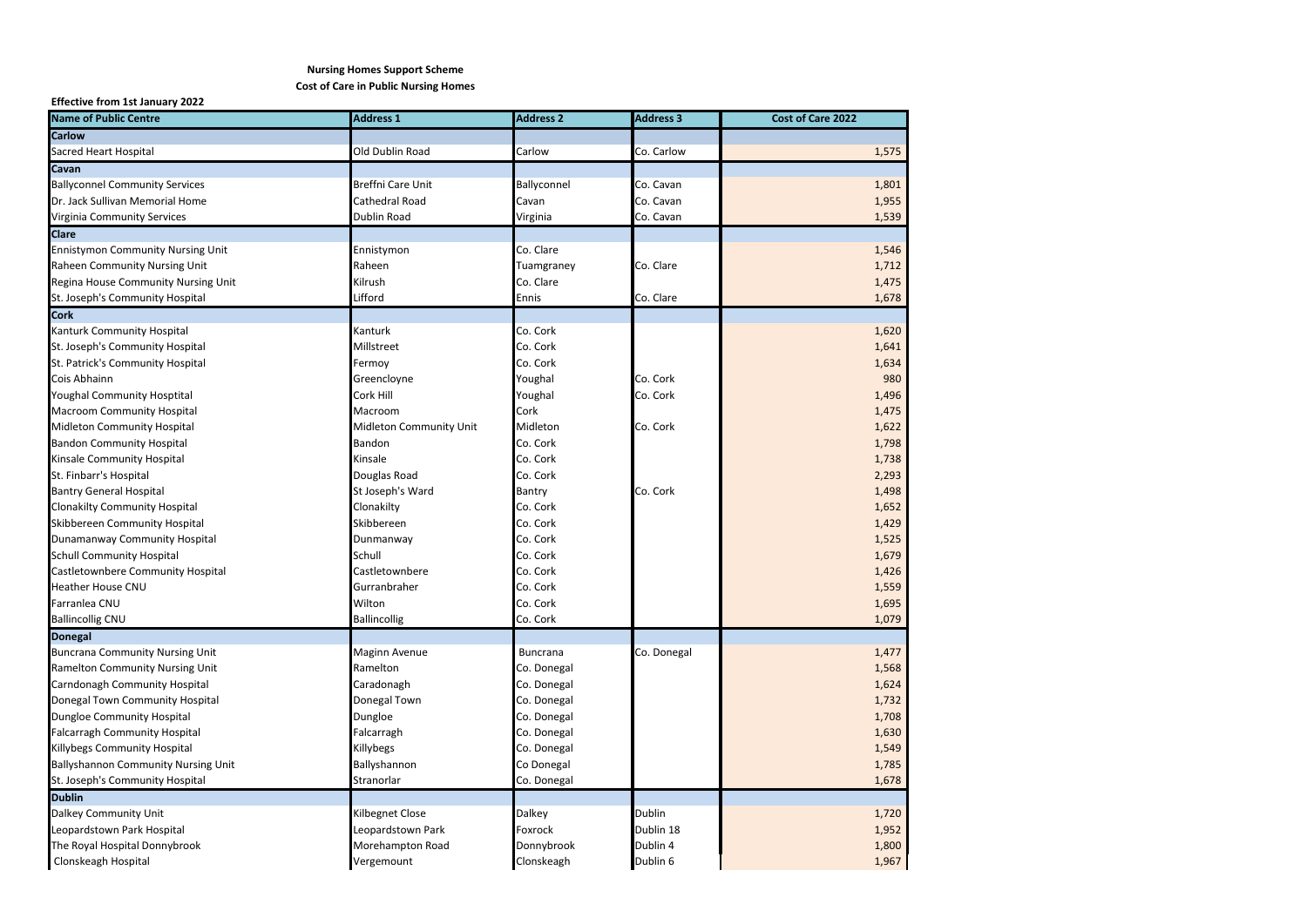**Nursing Homes Support Scheme**

**Cost of Care in Public Nursing Homes**

**Effective from 1st January 2022**

| Name of Public Centre | Address 1 | Address 2 | Address 3 | Cost of Care 2022 |
|---|---|---|---|---|
| **Carlow** | | | | |
| Sacred Heart Hospital | Old Dublin Road | Carlow | Co. Carlow | 1,575 |
| **Cavan** | | | | |
| Ballyconnel Community Services | Breffni Care Unit | Ballyconnel | Co. Cavan | 1,801 |
| Dr. Jack Sullivan Memorial Home | Cathedral Road | Cavan | Co. Cavan | 1,955 |
| Virginia Community Services | Dublin Road | Virginia | Co. Cavan | 1,539 |
| **Clare** | | | | |
| Ennistymon Community Nursing Unit | Ennistymon | Co. Clare | | 1,546 |
| Raheen Community Nursing Unit | Raheen | Tuamgraney | Co. Clare | 1,712 |
| Regina House Community Nursing Unit | Kilrush | Co. Clare | | 1,475 |
| St. Joseph's Community Hospital | Lifford | Ennis | Co. Clare | 1,678 |
| **Cork** | | | | |
| Kanturk Community Hospital | Kanturk | Co. Cork | | 1,620 |
| St. Joseph's Community Hospital | Millstreet | Co. Cork | | 1,641 |
| St. Patrick's Community Hospital | Fermoy | Co. Cork | | 1,634 |
| Cois Abhainn | Greencloyne | Youghal | Co. Cork | 980 |
| Youghal Community Hosptital | Cork Hill | Youghal | Co. Cork | 1,496 |
| Macroom Community Hospital | Macroom | Cork | | 1,475 |
| Midleton Community Hospital | Midleton Community Unit | Midleton | Co. Cork | 1,622 |
| Bandon Community Hospital | Bandon | Co. Cork | | 1,798 |
| Kinsale Community Hospital | Kinsale | Co. Cork | | 1,738 |
| St. Finbarr's Hospital | Douglas Road | Co. Cork | | 2,293 |
| Bantry General Hospital | St Joseph's Ward | Bantry | Co. Cork | 1,498 |
| Clonakilty Community Hospital | Clonakilty | Co. Cork | | 1,652 |
| Skibbereen Community Hospital | Skibbereen | Co. Cork | | 1,429 |
| Dunamanway Community Hospital | Dunmanway | Co. Cork | | 1,525 |
| Schull Community Hospital | Schull | Co. Cork | | 1,679 |
| Castletownbere Community Hospital | Castletownbere | Co. Cork | | 1,426 |
| Heather House CNU | Gurranbraher | Co. Cork | | 1,559 |
| Farranlea CNU | Wilton | Co. Cork | | 1,695 |
| Ballincollig CNU | Ballincollig | Co. Cork | | 1,079 |
| **Donegal** | | | | |
| Buncrana Community Nursing Unit | Maginn Avenue | Buncrana | Co. Donegal | 1,477 |
| Ramelton Community Nursing Unit | Ramelton | Co. Donegal | | 1,568 |
| Carndonagh Community Hospital | Caradonagh | Co. Donegal | | 1,624 |
| Donegal Town Community Hospital | Donegal Town | Co. Donegal | | 1,732 |
| Dungloe Community Hospital | Dungloe | Co. Donegal | | 1,708 |
| Falcarragh Community Hospital | Falcarragh | Co. Donegal | | 1,630 |
| Killybegs Community Hospital | Killybegs | Co. Donegal | | 1,549 |
| Ballyshannon Community Nursing Unit | Ballyshannon | Co Donegal | | 1,785 |
| St. Joseph's Community Hospital | Stranorlar | Co. Donegal | | 1,678 |
| **Dublin** | | | | |
| Dalkey Community Unit | Kilbegnet Close | Dalkey | Dublin | 1,720 |
| Leopardstown Park Hospital | Leopardstown Park | Foxrock | Dublin 18 | 1,952 |
| The Royal Hospital Donnybrook | Morehampton Road | Donnybrook | Dublin 4 | 1,800 |
| Clonskeagh Hospital | Vergemount | Clonskeagh | Dublin 6 | 1,967 |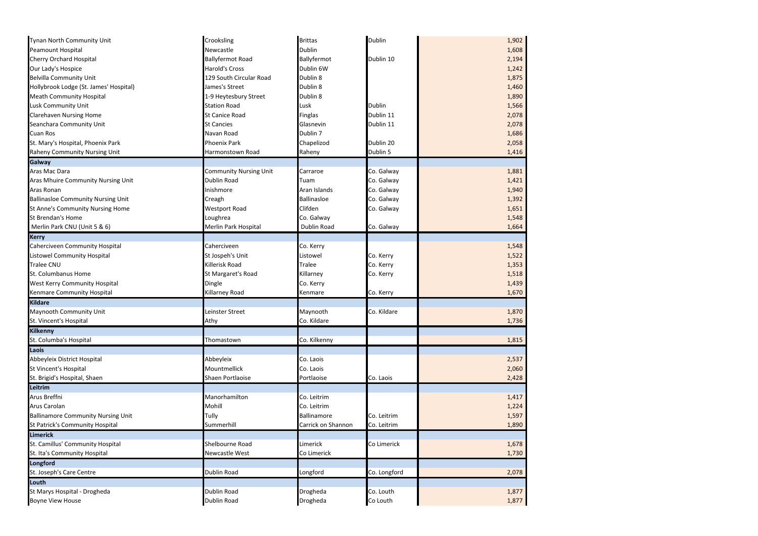| | | | | |
|---|---|---|---|---|
| Tynan North Community Unit | Crooksling | Brittas | Dublin | 1,902 |
| Peamount Hospital | Newcastle | Dublin | | 1,608 |
| Cherry Orchard Hospital | Ballyfermot Road | Ballyfermot | Dublin 10 | 2,194 |
| Our Lady's Hospice | Harold's Cross | Dublin 6W | | 1,242 |
| Belvilla Community Unit | 129 South Circular Road | Dublin 8 | | 1,875 |
| Hollybrook Lodge (St. James' Hospital) | James's Street | Dublin 8 | | 1,460 |
| Meath Community Hospital | 1-9 Heytesbury Street | Dublin 8 | | 1,890 |
| Lusk Community Unit | Station Road | Lusk | Dublin | 1,566 |
| Clarehaven Nursing Home | St Canice Road | Finglas | Dublin 11 | 2,078 |
| Seanchara Community Unit | St Cancies | Glasnevin | Dublin 11 | 2,078 |
| Cuan Ros | Navan Road | Dublin 7 | | 1,686 |
| St. Mary's Hospital, Phoenix Park | Phoenix Park | Chapelizod | Dublin 20 | 2,058 |
| Raheny Community Nursing Unit | Harmonstown Road | Raheny | Dublin 5 | 1,416 |
| **Galway** | | | | |
| Aras Mac Dara | Community Nursing Unit | Carraroe | Co. Galway | 1,881 |
| Aras Mhuire Community Nursing Unit | Dublin Road | Tuam | Co. Galway | 1,421 |
| Aras Ronan | Inishmore | Aran Islands | Co. Galway | 1,940 |
| Ballinasloe Community Nursing Unit | Creagh | Ballinasloe | Co. Galway | 1,392 |
| St Anne's Community Nursing Home | Westport Road | Clifden | Co. Galway | 1,651 |
| St Brendan's Home | Loughrea | Co. Galway | | 1,548 |
| Merlin Park CNU (Unit 5 & 6) | Merlin Park Hospital | Dublin Road | Co. Galway | 1,664 |
| **Kerry** | | | | |
| Caherciveen Community Hospital | Caherciveen | Co. Kerry | | 1,548 |
| Listowel Community Hospital | St Jospeh's Unit | Listowel | Co. Kerry | 1,522 |
| Tralee CNU | Killerisk Road | Tralee | Co. Kerry | 1,353 |
| St. Columbanus Home | St Margaret's Road | Killarney | Co. Kerry | 1,518 |
| West Kerry Community Hospital | Dingle | Co. Kerry | | 1,439 |
| Kenmare Community Hospital | Killarney Road | Kenmare | Co. Kerry | 1,670 |
| **Kildare** | | | | |
| Maynooth Community Unit | Leinster Street | Maynooth | Co. Kildare | 1,870 |
| St. Vincent's Hospital | Athy | Co. Kildare | | 1,736 |
| **Kilkenny** | | | | |
| St. Columba's Hospital | Thomastown | Co. Kilkenny | | 1,815 |
| **Laois** | | | | |
| Abbeyleix District Hospital | Abbeyleix | Co. Laois | | 2,537 |
| St Vincent's Hospital | Mountmellick | Co. Laois | | 2,060 |
| St. Brigid's Hospital, Shaen | Shaen Portlaoise | Portlaoise | Co. Laois | 2,428 |
| **Leitrim** | | | | |
| Arus Breffni | Manorhamilton | Co. Leitrim | | 1,417 |
| Arus Carolan | Mohill | Co. Leitrim | | 1,224 |
| Ballinamore Community Nursing Unit | Tully | Ballinamore | Co. Leitrim | 1,597 |
| St Patrick's Community Hospital | Summerhill | Carrick on Shannon | Co. Leitrim | 1,890 |
| **Limerick** | | | | |
| St. Camillus' Community Hospital | Shelbourne Road | Limerick | Co Limerick | 1,678 |
| St. Ita's Community Hospital | Newcastle West | Co Limerick | | 1,730 |
| **Longford** | | | | |
| St. Joseph's Care Centre | Dublin Road | Longford | Co. Longford | 2,078 |
| **Louth** | | | | |
| St Marys Hospital - Drogheda | Dublin Road | Drogheda | Co. Louth | 1,877 |
| Boyne View House | Dublin Road | Drogheda | Co Louth | 1,877 |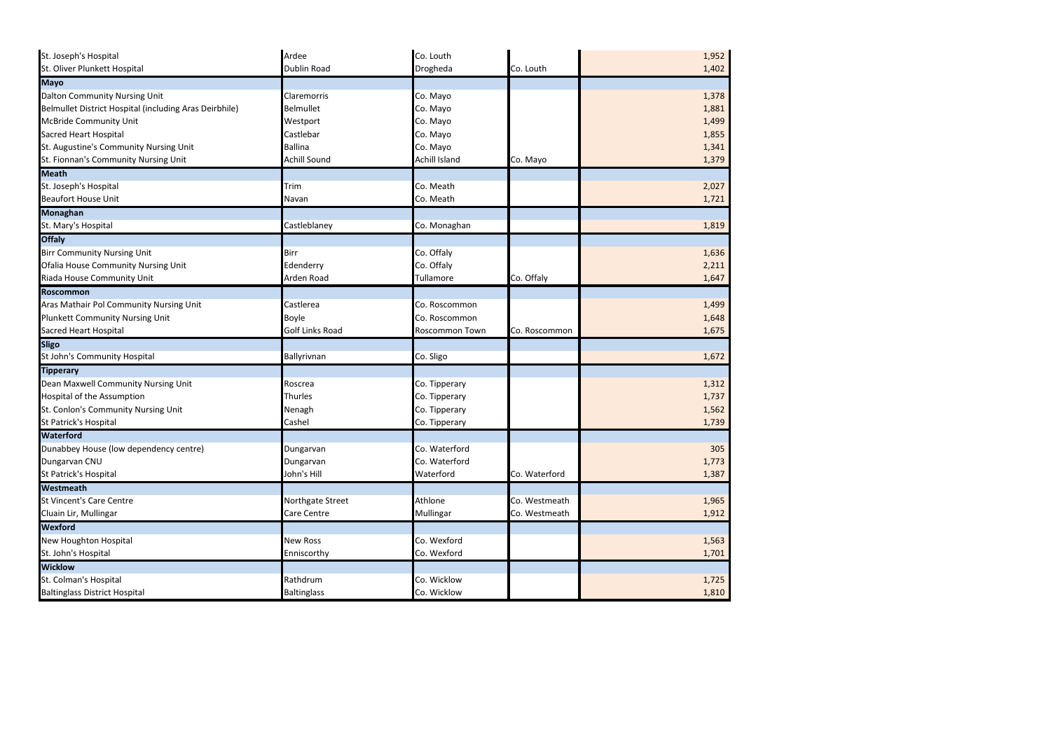| | | | | |
|---|---|---|---|---|
| St. Joseph's Hospital | Ardee | Co. Louth | | 1,952 |
| St. Oliver Plunkett Hospital | Dublin Road | Drogheda | Co. Louth | 1,402 |
| **Mayo** | | | | |
| Dalton Community Nursing Unit | Claremorris | Co. Mayo | | 1,378 |
| Belmullet District Hospital (including Aras Deirbhile) | Belmullet | Co. Mayo | | 1,881 |
| McBride Community Unit | Westport | Co. Mayo | | 1,499 |
| Sacred Heart Hospital | Castlebar | Co. Mayo | | 1,855 |
| St. Augustine's Community Nursing Unit | Ballina | Co. Mayo | | 1,341 |
| St. Fionnan's Community Nursing Unit | Achill Sound | Achill Island | Co. Mayo | 1,379 |
| **Meath** | | | | |
| St. Joseph's Hospital | Trim | Co. Meath | | 2,027 |
| Beaufort House Unit | Navan | Co. Meath | | 1,721 |
| **Monaghan** | | | | |
| St. Mary's Hospital | Castleblaney | Co. Monaghan | | 1,819 |
| **Offaly** | | | | |
| Birr Community Nursing Unit | Birr | Co. Offaly | | 1,636 |
| Ofalia House Community Nursing Unit | Edenderry | Co. Offaly | | 2,211 |
| Riada House Community Unit | Arden Road | Tullamore | Co. Offaly | 1,647 |
| **Roscommon** | | | | |
| Aras Mathair Pol Community Nursing Unit | Castlerea | Co. Roscommon | | 1,499 |
| Plunkett Community Nursing Unit | Boyle | Co. Roscommon | | 1,648 |
| Sacred Heart Hospital | Golf Links Road | Roscommon Town | Co. Roscommon | 1,675 |
| **Sligo** | | | | |
| St John's Community Hospital | Ballyrivnan | Co. Sligo | | 1,672 |
| **Tipperary** | | | | |
| Dean Maxwell Community Nursing Unit | Roscrea | Co. Tipperary | | 1,312 |
| Hospital of the Assumption | Thurles | Co. Tipperary | | 1,737 |
| St. Conlon's Community Nursing Unit | Nenagh | Co. Tipperary | | 1,562 |
| St Patrick's Hospital | Cashel | Co. Tipperary | | 1,739 |
| **Waterford** | | | | |
| Dunabbey House (low dependency centre) | Dungarvan | Co. Waterford | | 305 |
| Dungarvan CNU | Dungarvan | Co. Waterford | | 1,773 |
| St Patrick's Hospital | John's Hill | Waterford | Co. Waterford | 1,387 |
| **Westmeath** | | | | |
| St Vincent's Care Centre | Northgate Street | Athlone | Co. Westmeath | 1,965 |
| Cluain Lir, Mullingar | Care Centre | Mullingar | Co. Westmeath | 1,912 |
| **Wexford** | | | | |
| New Houghton Hospital | New Ross | Co. Wexford | | 1,563 |
| St. John's Hospital | Enniscorthy | Co. Wexford | | 1,701 |
| **Wicklow** | | | | |
| St. Colman's Hospital | Rathdrum | Co. Wicklow | | 1,725 |
| Baltinglass District Hospital | Baltinglass | Co. Wicklow | | 1,810 |